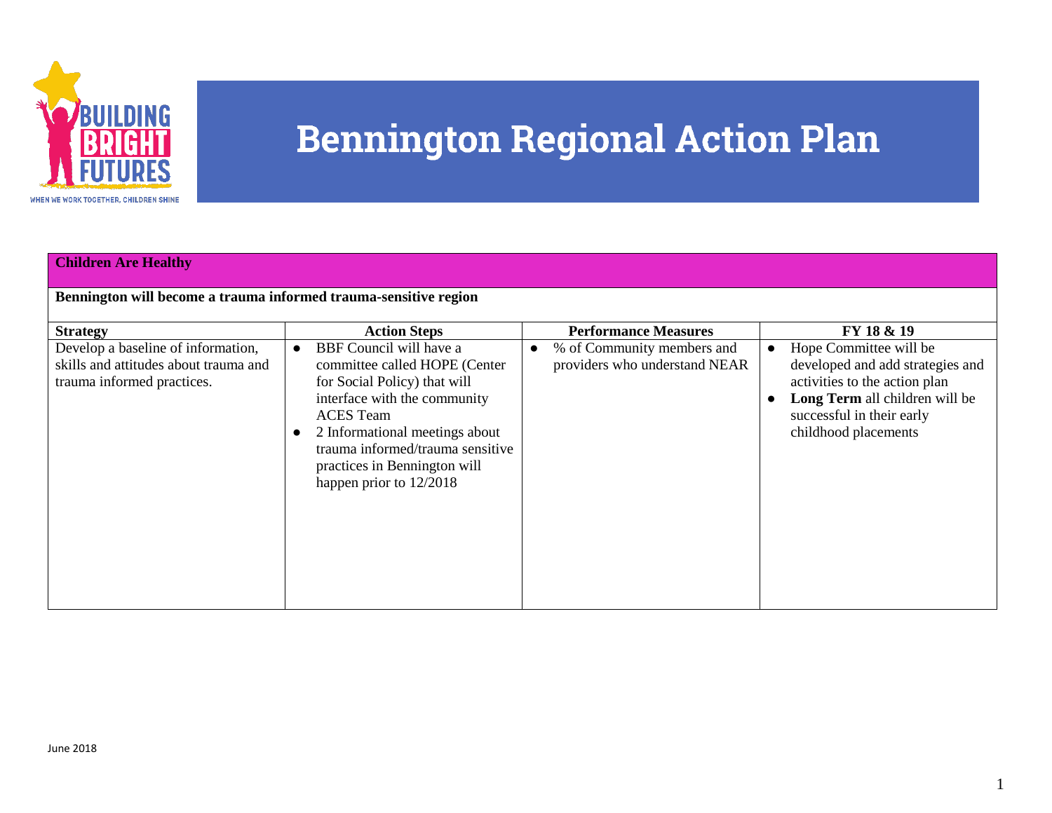# Bennington Regional Action Plan

## Children Are Healthy

**Bennington will become a trauma informed trauma-sensitive region**

| Strategy | Action Steps | Performance Measures | FY 18 & 19 |
| --- | --- | --- | --- |
| Develop a baseline of information, skills and attitudes about trauma and trauma informed practices. | • BBF Council will have a committee called HOPE (Center for Social Policy) that will interface with the community ACES Team<br>• 2 Informational meetings about trauma informed/trauma sensitive practices in Bennington will happen prior to 12/2018 | • % of Community members and providers who understand NEAR | • Hope Committee will be developed and add strategies and activities to the action plan<br>• **Long Term** all children will be successful in their early childhood placements |

June 2018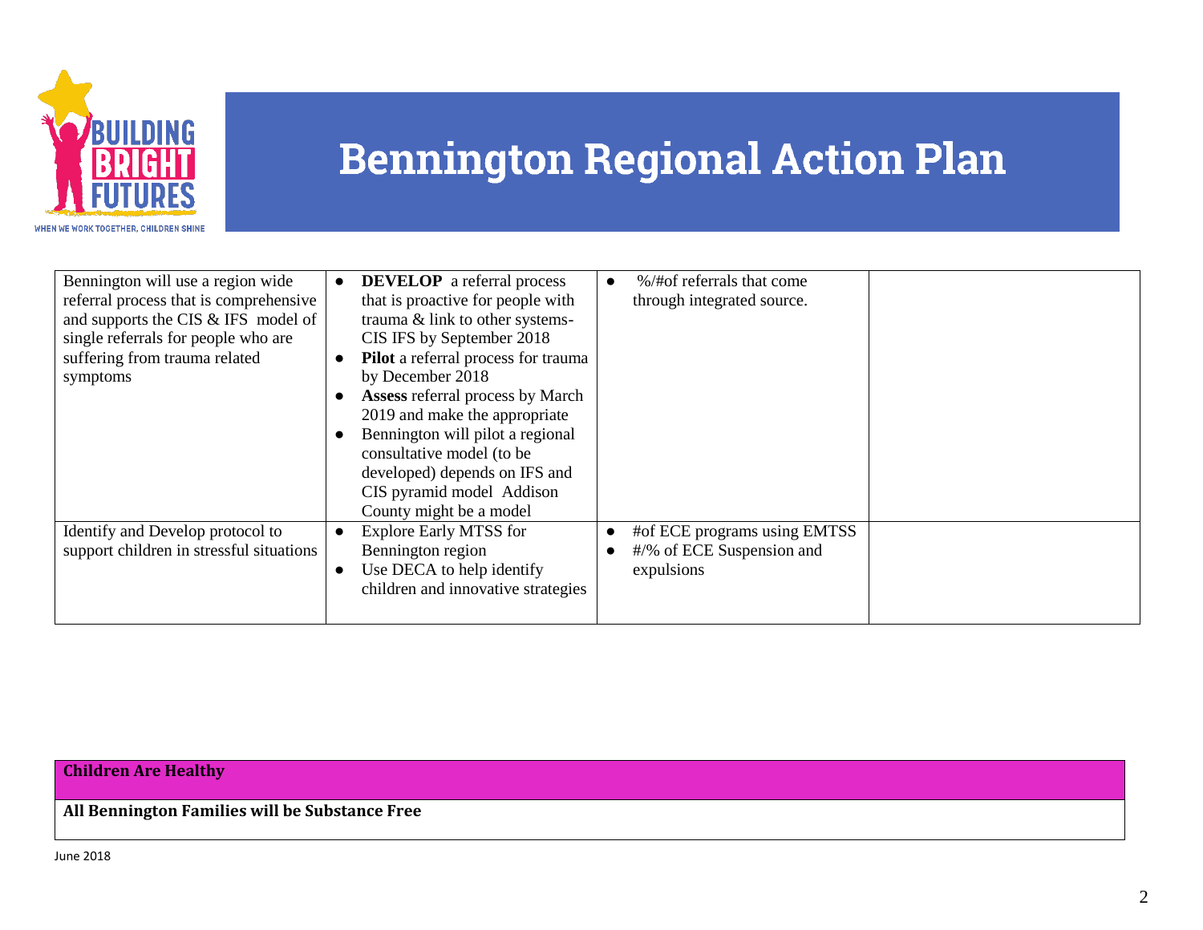# Bennington Regional Action Plan

| | | | |
|---|---|---|---|
| Bennington will use a region wide referral process that is comprehensive and supports the CIS & IFS model of single referrals for people who are suffering from trauma related symptoms | • **DEVELOP** a referral process that is proactive for people with trauma & link to other systems- CIS IFS by September 2018<br>• **Pilot** a referral process for trauma by December 2018<br>• **Assess** referral process by March 2019 and make the appropriate<br>• Bennington will pilot a regional consultative model (to be developed) depends on IFS and CIS pyramid model Addison County might be a model | • %/#of referrals that come through integrated source. | |
| Identify and Develop protocol to support children in stressful situations | • Explore Early MTSS for Bennington region<br>• Use DECA to help identify children and innovative strategies | • #of ECE programs using EMTSS<br>• #/% of ECE Suspension and expulsions | |

| **Children Are Healthy** |
|---|
| **All Bennington Families will be Substance Free** |

June 2018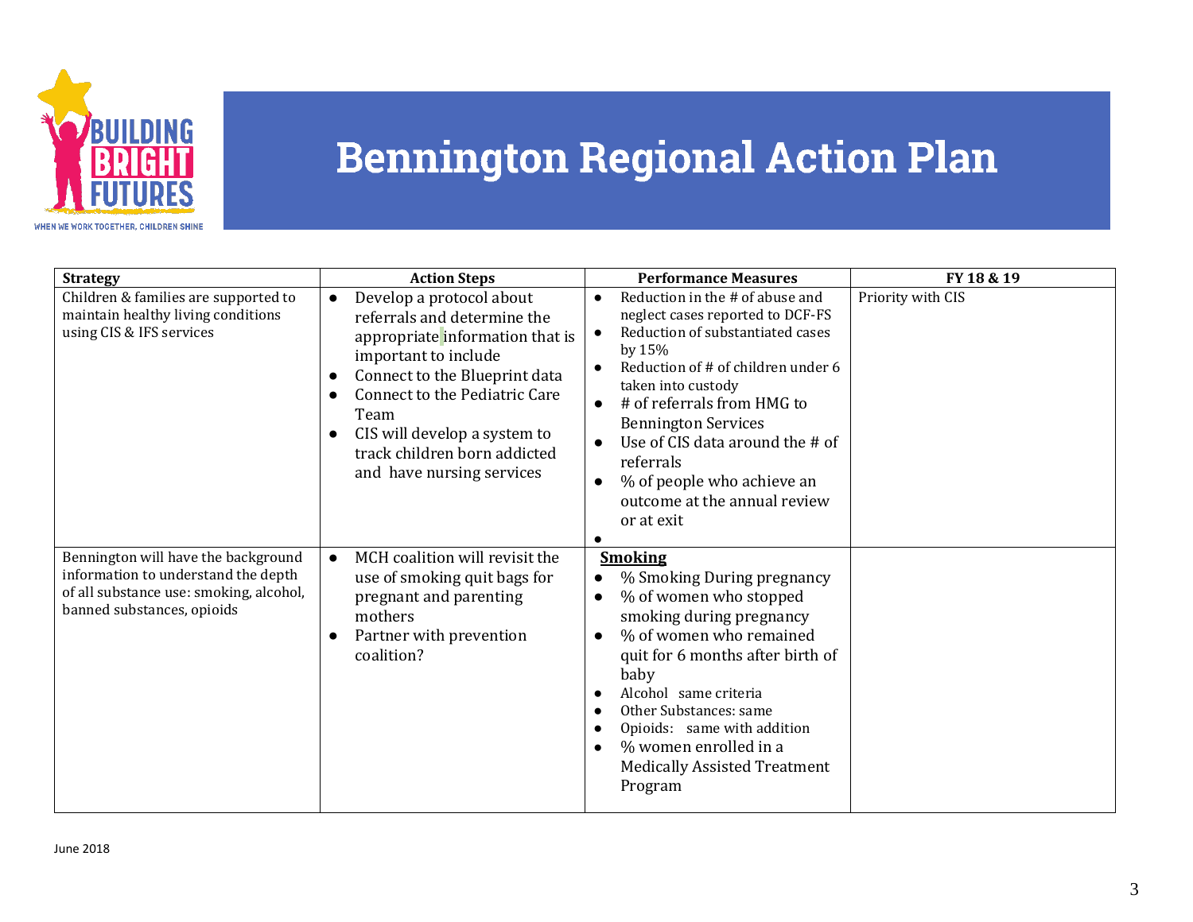# Bennington Regional Action Plan

| Strategy | Action Steps | Performance Measures | FY 18 & 19 |
|---|---|---|---|
| Children & families are supported to maintain healthy living conditions using CIS & IFS services | • Develop a protocol about referrals and determine the appropriate information that is important to include<br>• Connect to the Blueprint data<br>• Connect to the Pediatric Care Team<br>• CIS will develop a system to track children born addicted and have nursing services | • Reduction in the # of abuse and neglect cases reported to DCF-FS<br>• Reduction of substantiated cases by 15%<br>• Reduction of # of children under 6 taken into custody<br>• # of referrals from HMG to Bennington Services<br>• Use of CIS data around the # of referrals<br>• % of people who achieve an outcome at the annual review or at exit<br>• | Priority with CIS |
| Bennington will have the background information to understand the depth of all substance use: smoking, alcohol, banned substances, opioids | • MCH coalition will revisit the use of smoking quit bags for pregnant and parenting mothers<br>• Partner with prevention coalition? | **Smoking**<br>• % Smoking During pregnancy<br>• % of women who stopped smoking during pregnancy<br>• % of women who remained quit for 6 months after birth of baby<br>• Alcohol same criteria<br>• Other Substances: same<br>• Opioids: same with addition<br>• % women enrolled in a Medically Assisted Treatment Program | |

June 2018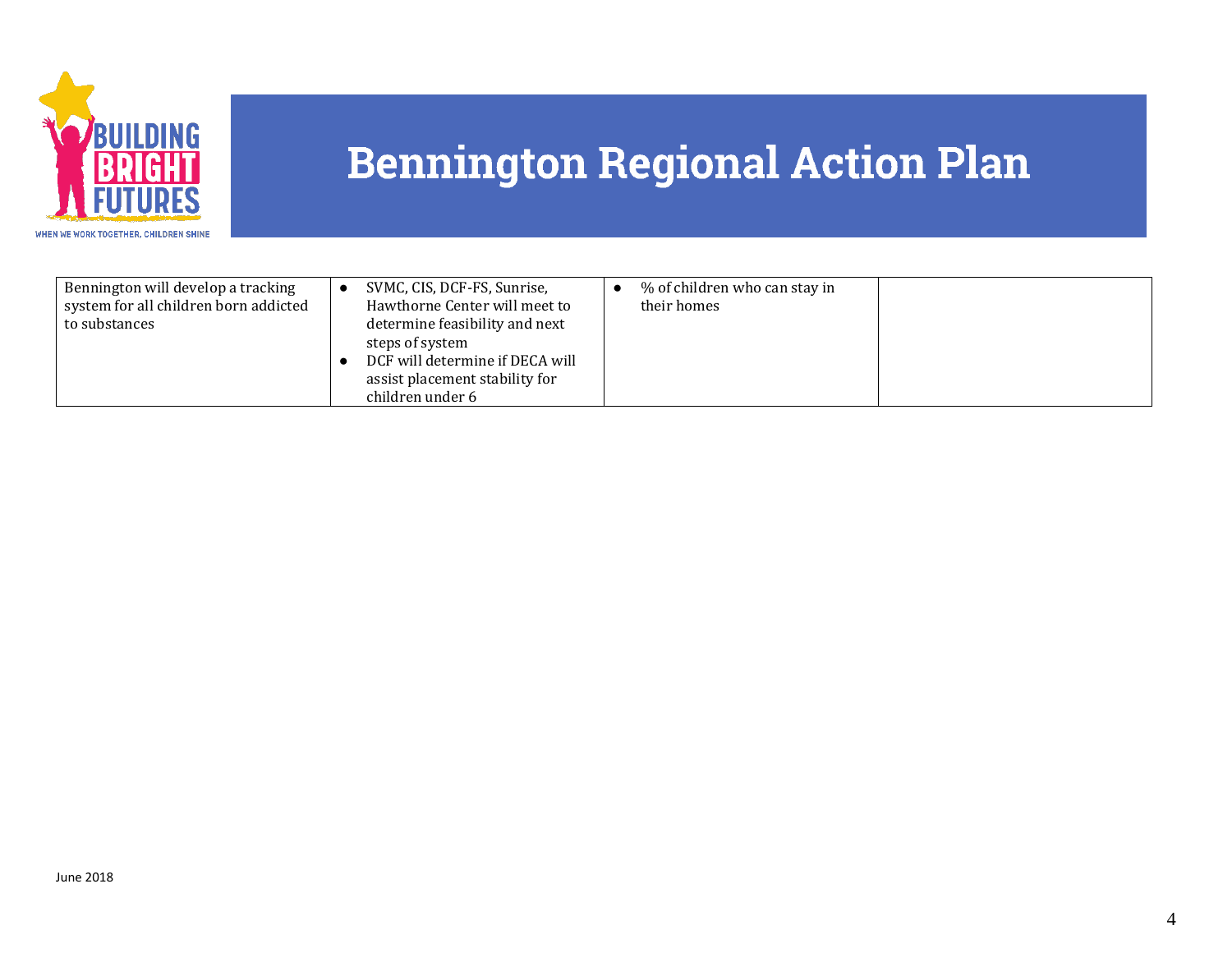# Bennington Regional Action Plan

| | | | |
|---|---|---|---|
| Bennington will develop a tracking system for all children born addicted to substances | • SVMC, CIS, DCF-FS, Sunrise, Hawthorne Center will meet to determine feasibility and next steps of system<br>• DCF will determine if DECA will assist placement stability for children under 6 | • % of children who can stay in their homes | |

June 2018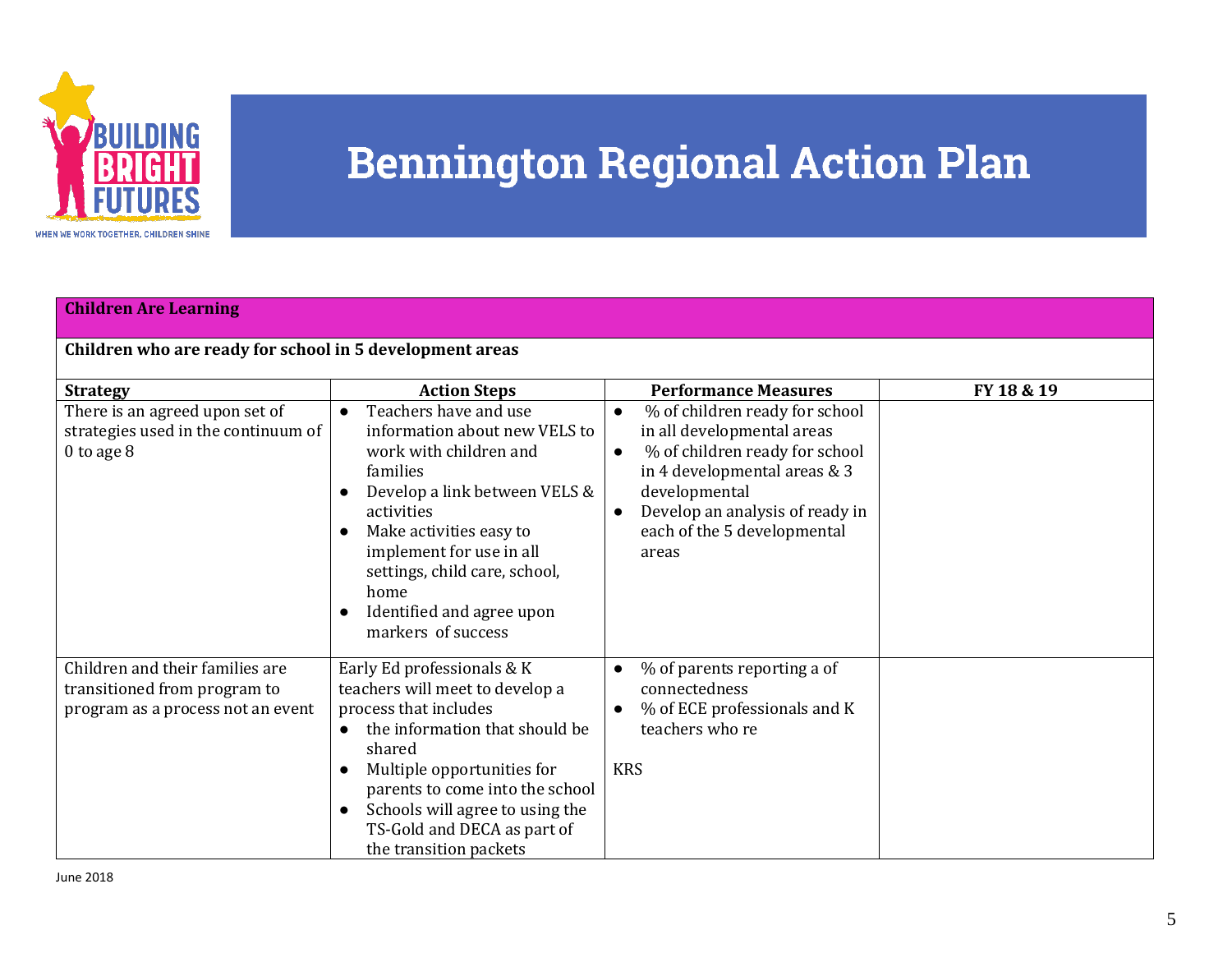# Bennington Regional Action Plan

| **Children Are Learning** | | | |
|---|---|---|---|
| **Children who are ready for school in 5 development areas** | | | |
| **Strategy** | **Action Steps** | **Performance Measures** | **FY 18 & 19** |
| There is an agreed upon set of strategies used in the continuum of 0 to age 8 | • Teachers have and use information about new VELS to work with children and families<br>• Develop a link between VELS & activities<br>• Make activities easy to implement for use in all settings, child care, school, home<br>• Identified and agree upon markers of success | • % of children ready for school in all developmental areas<br>• % of children ready for school in 4 developmental areas & 3 developmental<br>• Develop an analysis of ready in each of the 5 developmental areas | |
| Children and their families are transitioned from program to program as a process not an event | Early Ed professionals & K teachers will meet to develop a process that includes<br>• the information that should be shared<br>• Multiple opportunities for parents to come into the school<br>• Schools will agree to using the TS-Gold and DECA as part of the transition packets | • % of parents reporting a of connectedness<br>• % of ECE professionals and K teachers who re<br><br>KRS | |

June 2018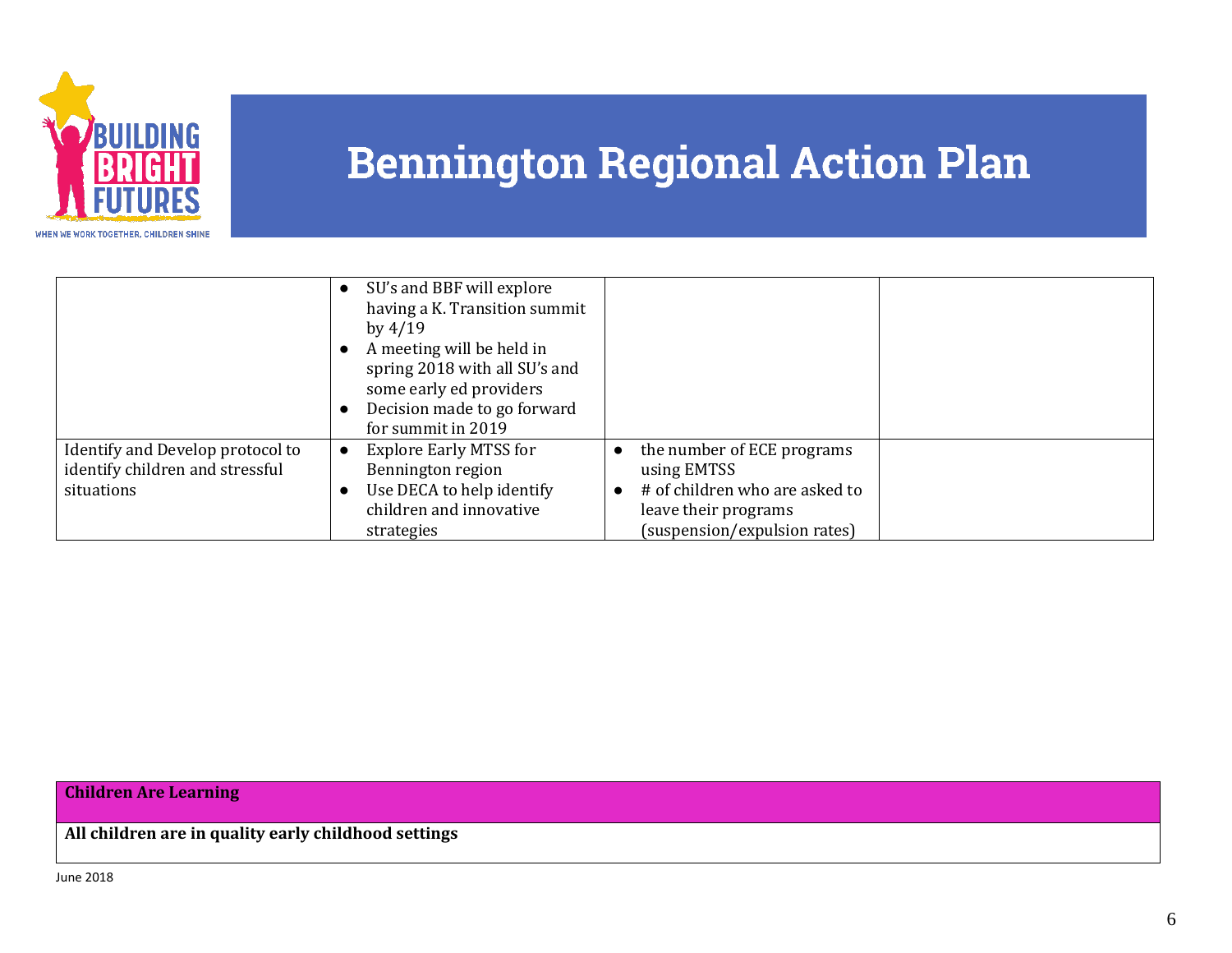# Bennington Regional Action Plan

| | | | |
|---|---|---|---|
| | • SU's and BBF will explore having a K. Transition summit by 4/19<br>• A meeting will be held in spring 2018 with all SU's and some early ed providers<br>• Decision made to go forward for summit in 2019 | | |
| Identify and Develop protocol to identify children and stressful situations | • Explore Early MTSS for Bennington region<br>• Use DECA to help identify children and innovative strategies | • the number of ECE programs using EMTSS<br>• # of children who are asked to leave their programs (suspension/expulsion rates) | |

| **Children Are Learning** |
|---|
| **All children are in quality early childhood settings** |

June 2018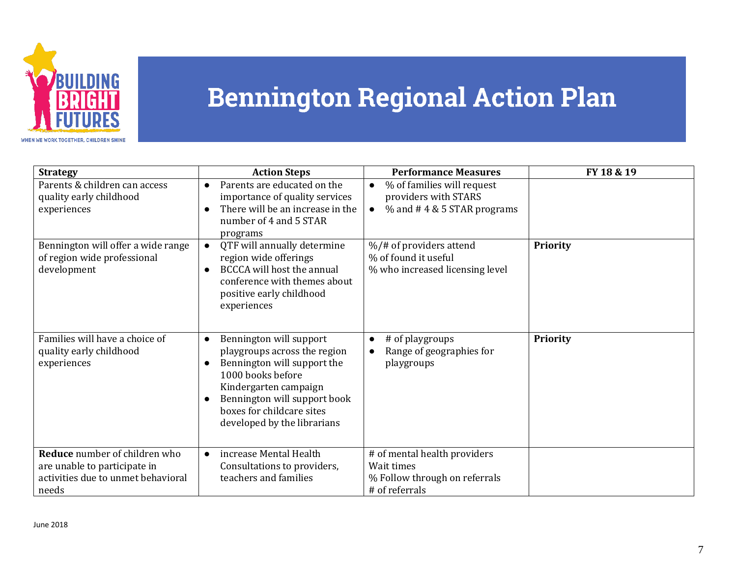# Bennington Regional Action Plan

| Strategy | Action Steps | Performance Measures | FY 18 & 19 |
|---|---|---|---|
| Parents & children can access quality early childhood experiences | • Parents are educated on the importance of quality services<br>• There will be an increase in the number of 4 and 5 STAR programs | • % of families will request providers with STARS<br>• % and # 4 & 5 STAR programs | |
| Bennington will offer a wide range of region wide professional development | • QTF will annually determine region wide offerings<br>• BCCCA will host the annual conference with themes about positive early childhood experiences | %/# of providers attend<br>% of found it useful<br>% who increased licensing level | **Priority** |
| Families will have a choice of quality early childhood experiences | • Bennington will support playgroups across the region<br>• Bennington will support the 1000 books before Kindergarten campaign<br>• Bennington will support book boxes for childcare sites developed by the librarians | • # of playgroups<br>• Range of geographies for playgroups | **Priority** |
| **Reduce** number of children who are unable to participate in activities due to unmet behavioral needs | • increase Mental Health Consultations to providers, teachers and families | # of mental health providers<br>Wait times<br>% Follow through on referrals<br># of referrals | |

June 2018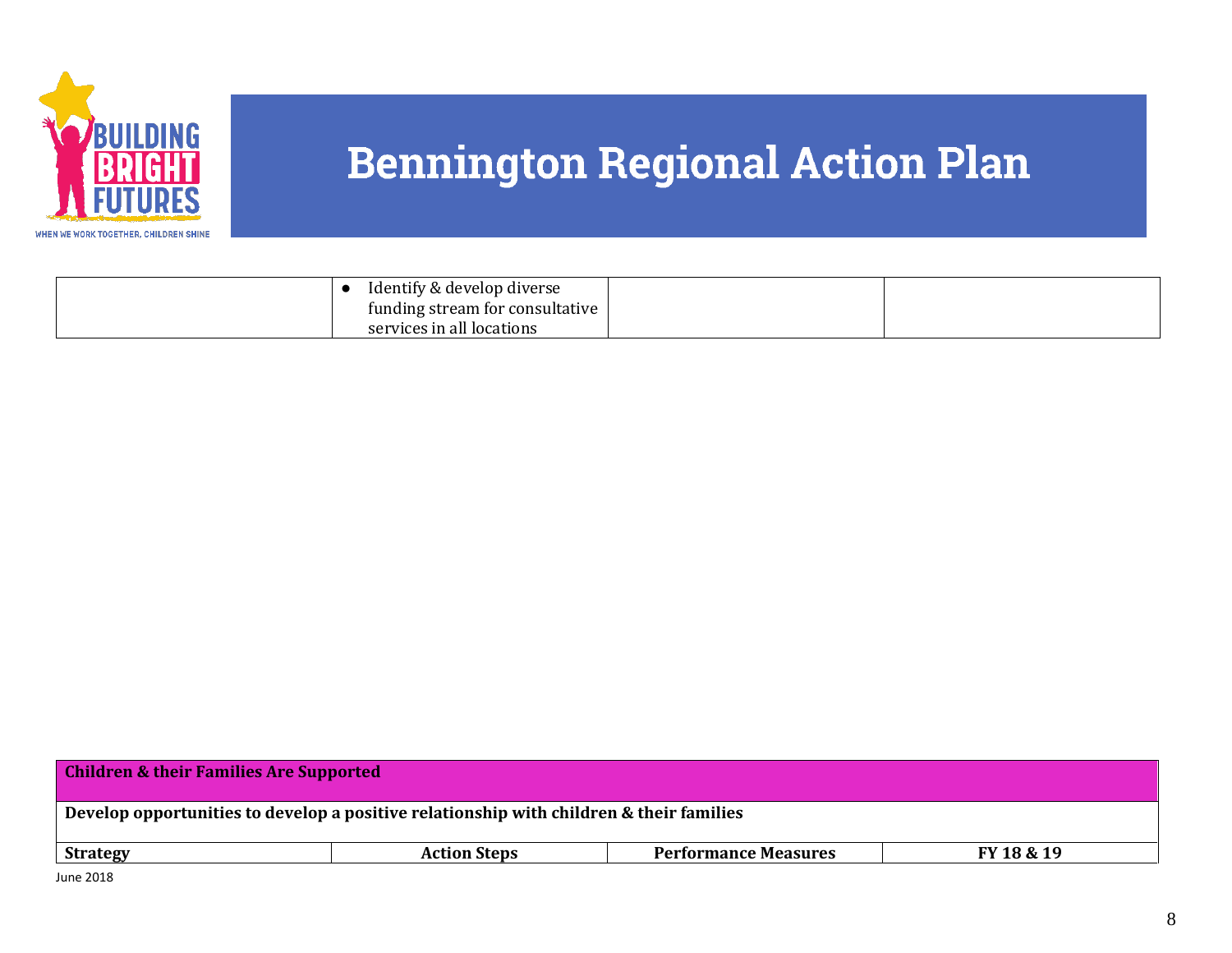# Bennington Regional Action Plan

| | | | |
|---|---|---|---|
| | • Identify & develop diverse funding stream for consultative services in all locations | | |

| **Children & their Families Are Supported** | | | |
|---|---|---|---|
| **Develop opportunities to develop a positive relationship with children & their families** | | | |
| **Strategy** | **Action Steps** | **Performance Measures** | **FY 18 & 19** |

June 2018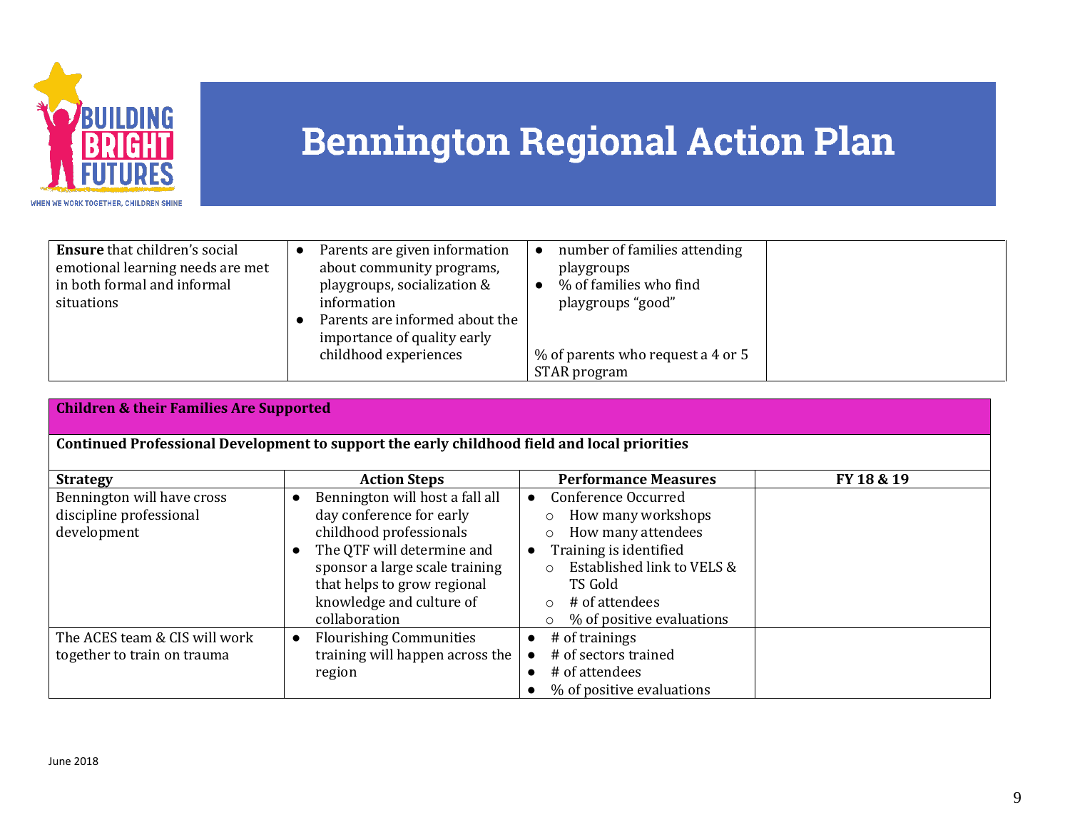# Bennington Regional Action Plan

| | | | |
|---|---|---|---|
| **Ensure** that children's social emotional learning needs are met in both formal and informal situations | • Parents are given information about community programs, playgroups, socialization & information<br>• Parents are informed about the importance of quality early childhood experiences | • number of families attending playgroups<br>• % of families who find playgroups "good"<br><br>% of parents who request a 4 or 5 STAR program | |

**Children & their Families Are Supported**

**Continued Professional Development to support the early childhood field and local priorities**

| Strategy | Action Steps | Performance Measures | FY 18 & 19 |
|---|---|---|---|
| Bennington will have cross discipline professional development | • Bennington will host a fall all day conference for early childhood professionals<br>• The QTF will determine and sponsor a large scale training that helps to grow regional knowledge and culture of collaboration | • Conference Occurred<br>  ○ How many workshops<br>  ○ How many attendees<br>• Training is identified<br>  ○ Established link to VELS & TS Gold<br>  ○ # of attendees<br>  ○ % of positive evaluations | |
| The ACES team & CIS will work together to train on trauma | • Flourishing Communities training will happen across the region | • # of trainings<br>• # of sectors trained<br>• # of attendees<br>• % of positive evaluations | |

June 2018